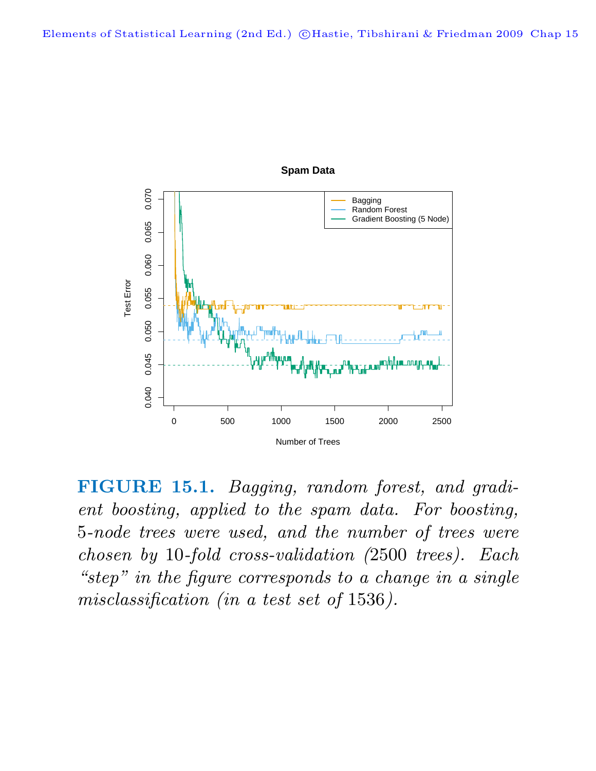**FIGURE 15.1.** *Bagging, random forest, and gradient boosting, applied to the spam data. For boosting, 5-node trees were used, and the number of trees were chosen by 10-fold cross-validation (2500 trees). Each "step" in the figure corresponds to a change in a single misclassification (in a test set of 1536).*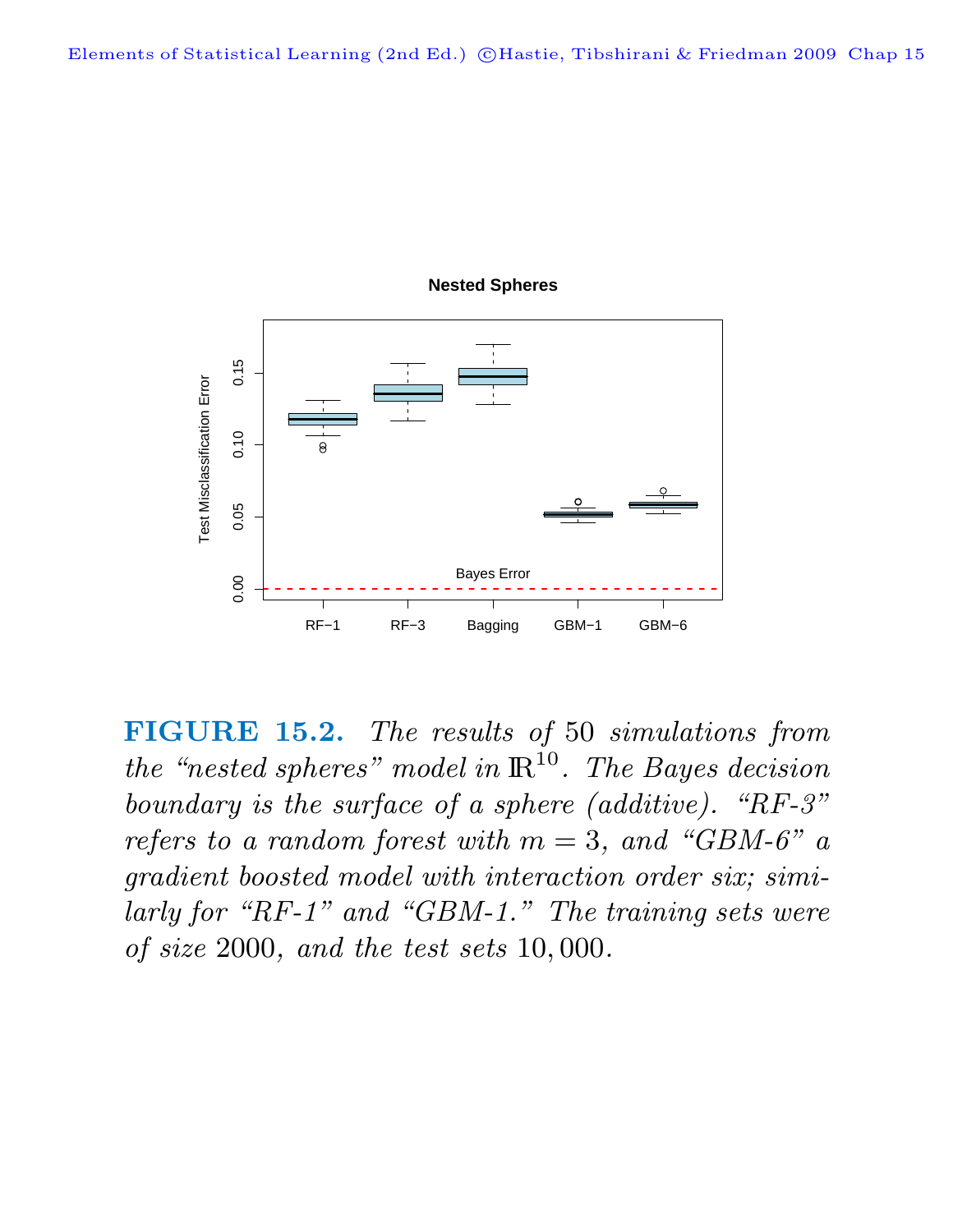**FIGURE 15.2.** *The results of* 50 *simulations from the "nested spheres" model in* $\mathbb{R}^{10}$*. The Bayes decision boundary is the surface of a sphere (additive). "RF-3" refers to a random forest with* $m = 3$*, and "GBM-6" a gradient boosted model with interaction order six; similarly for "RF-1" and "GBM-1." The training sets were of size* 2000*, and the test sets* 10,000*.*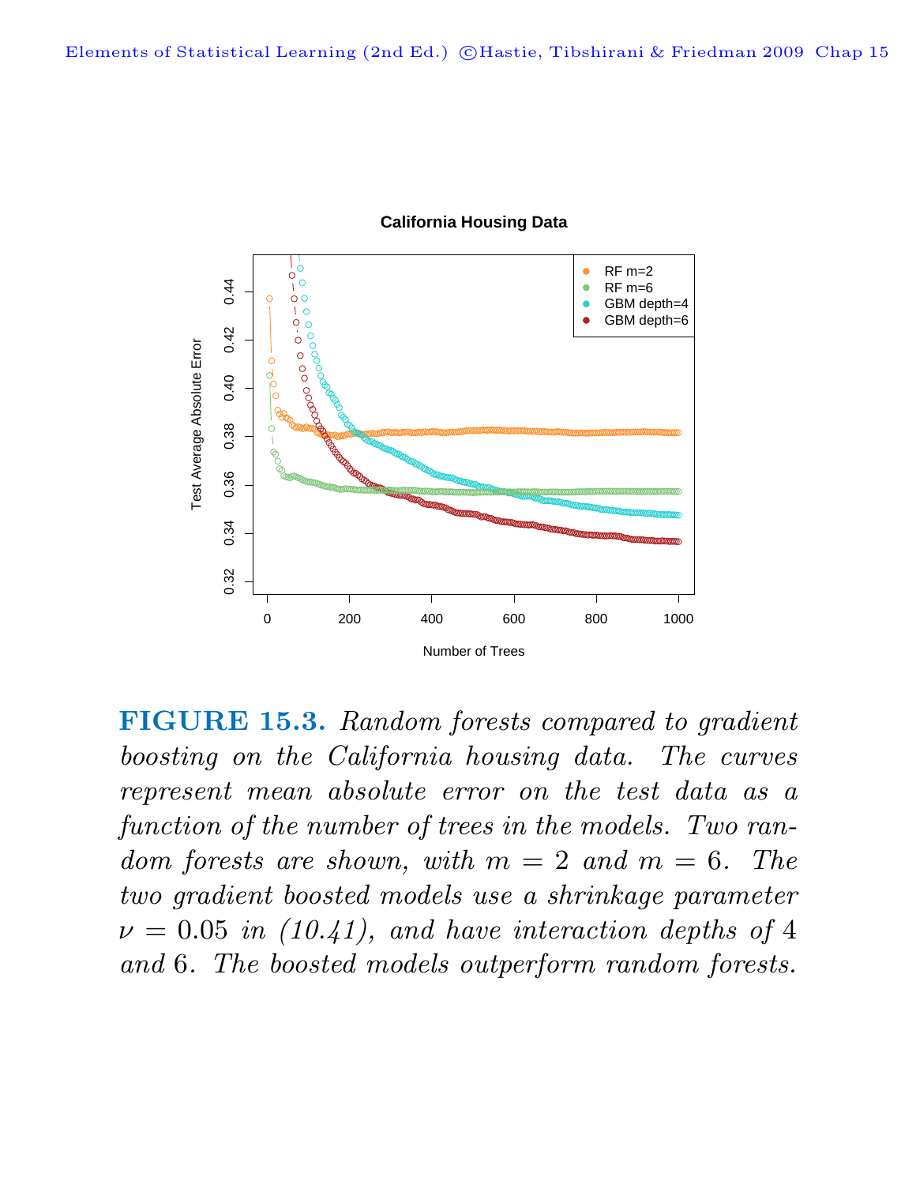**FIGURE 15.3.** *Random forests compared to gradient boosting on the California housing data. The curves represent mean absolute error on the test data as a function of the number of trees in the models. Two random forests are shown, with $m = 2$ and $m = 6$. The two gradient boosted models use a shrinkage parameter $\nu = 0.05$ in (10.41), and have interaction depths of 4 and 6. The boosted models outperform random forests.*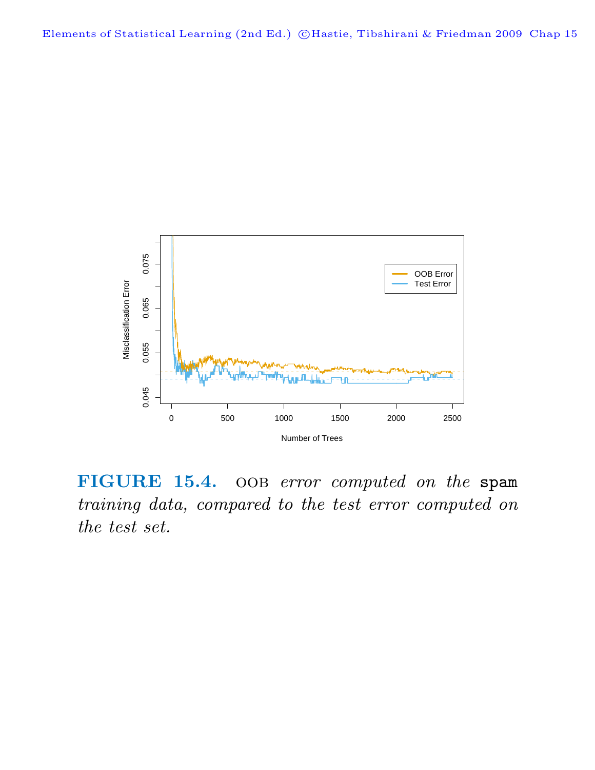**FIGURE 15.4.** OOB *error computed on the* `spam` *training data, compared to the test error computed on the test set.*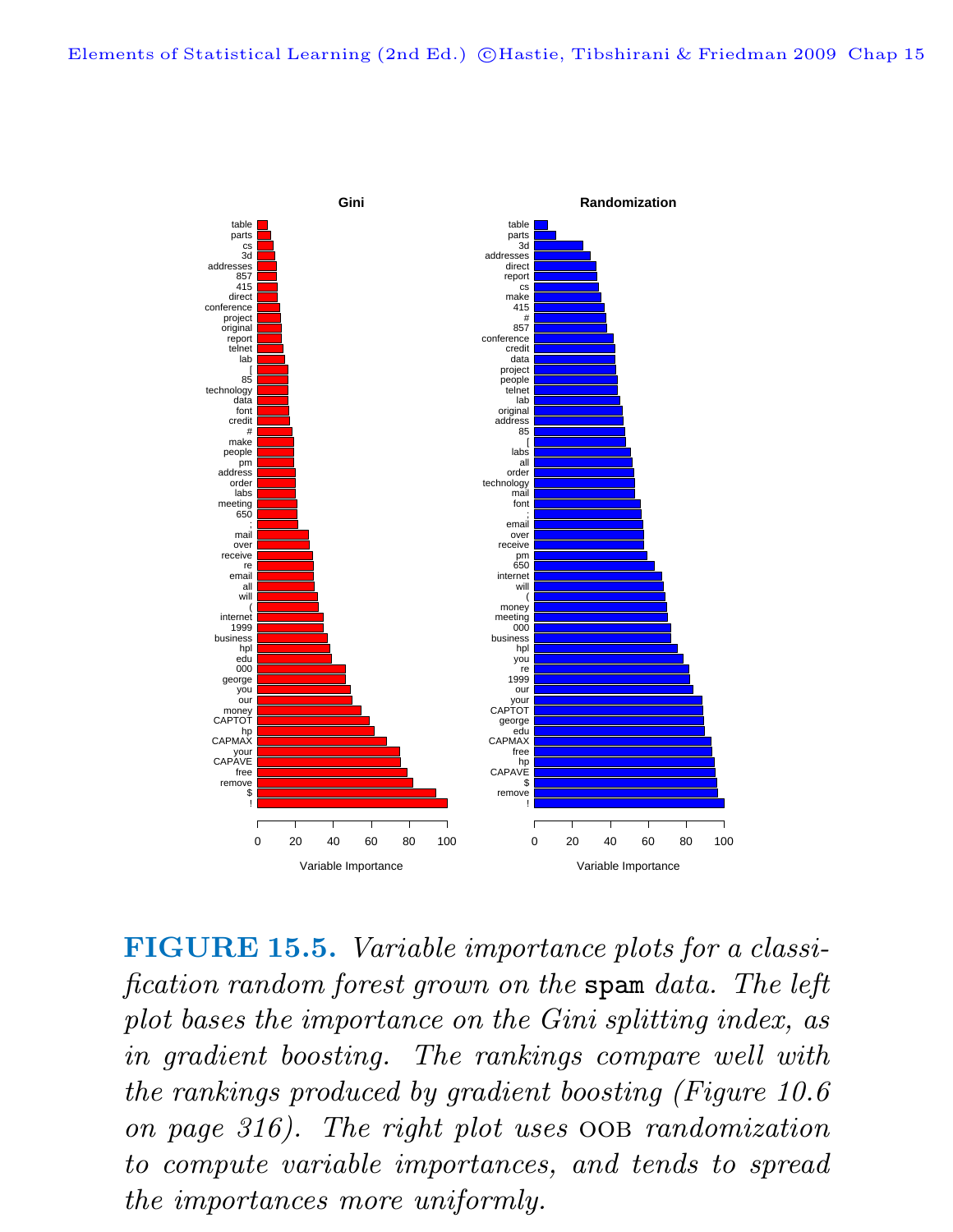**FIGURE 15.5.** *Variable importance plots for a classification random forest grown on the* `spam` *data. The left plot bases the importance on the Gini splitting index, as in gradient boosting. The rankings compare well with the rankings produced by gradient boosting (Figure 10.6 on page 316). The right plot uses* OOB *randomization to compute variable importances, and tends to spread the importances more uniformly.*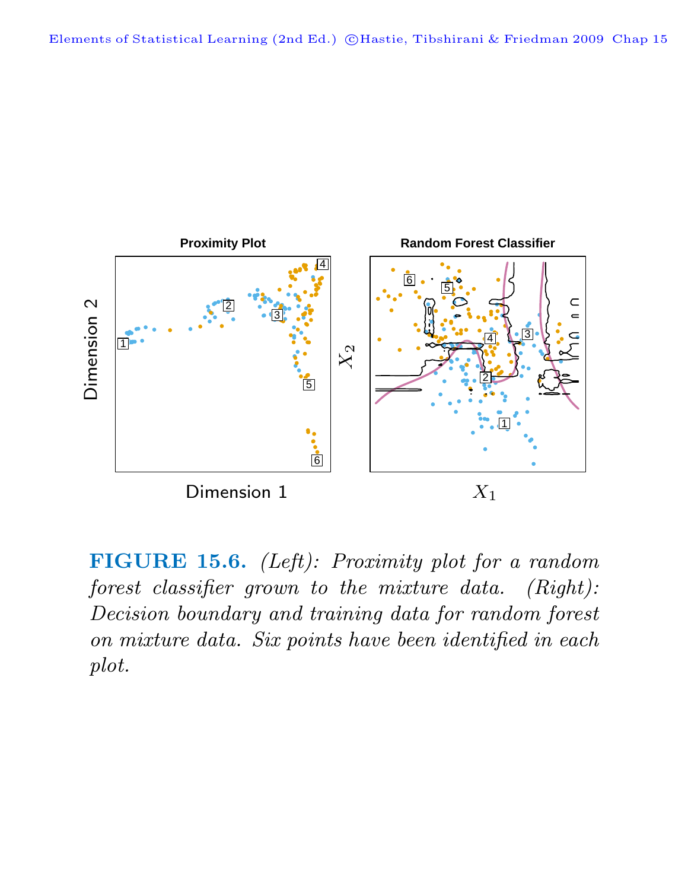**FIGURE 15.6.** *(Left): Proximity plot for a random forest classifier grown to the mixture data. (Right): Decision boundary and training data for random forest on mixture data. Six points have been identified in each plot.*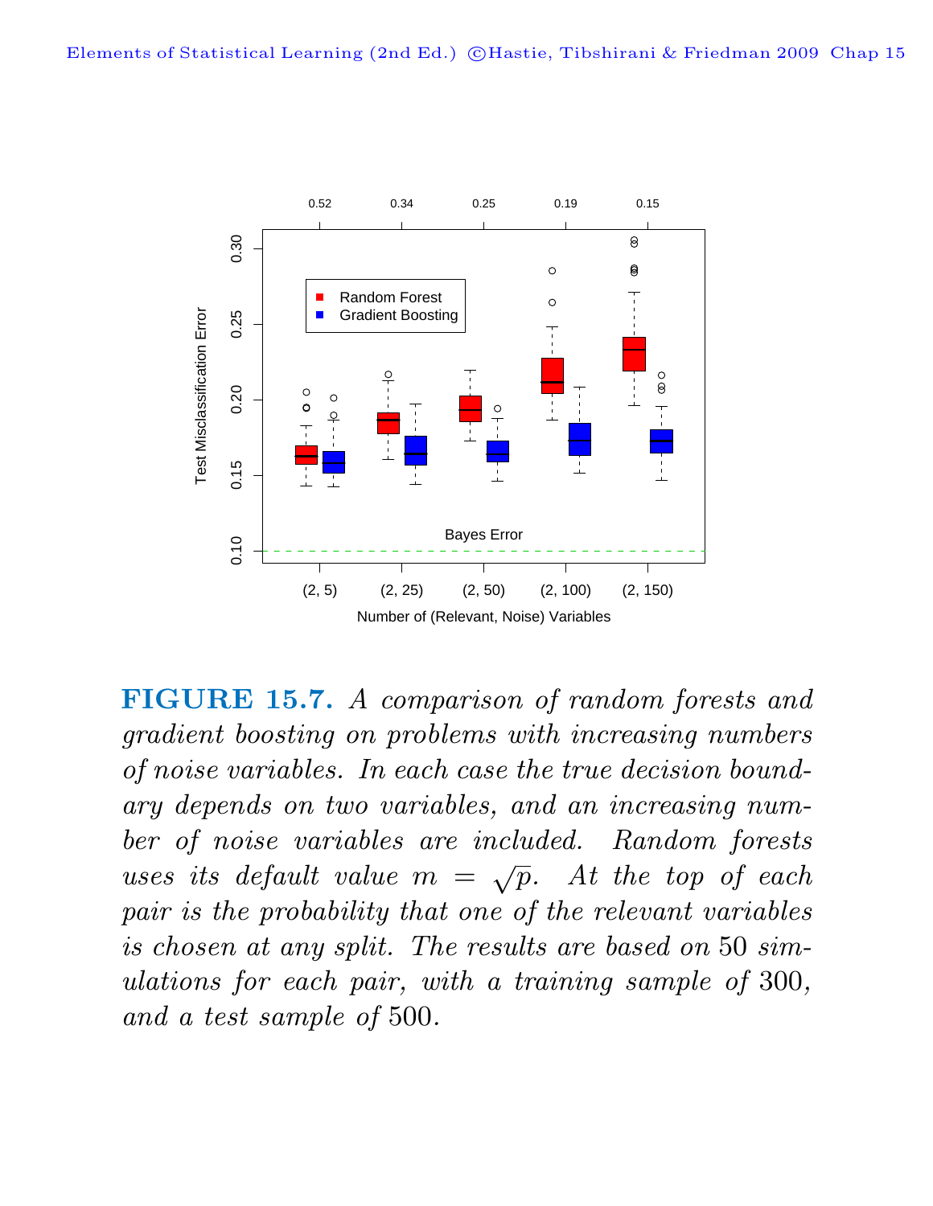**FIGURE 15.7.** *A comparison of random forests and gradient boosting on problems with increasing numbers of noise variables. In each case the true decision boundary depends on two variables, and an increasing number of noise variables are included. Random forests uses its default value $m = \sqrt{p}$. At the top of each pair is the probability that one of the relevant variables is chosen at any split. The results are based on* 50 *simulations for each pair, with a training sample of* 300*, and a test sample of* 500*.*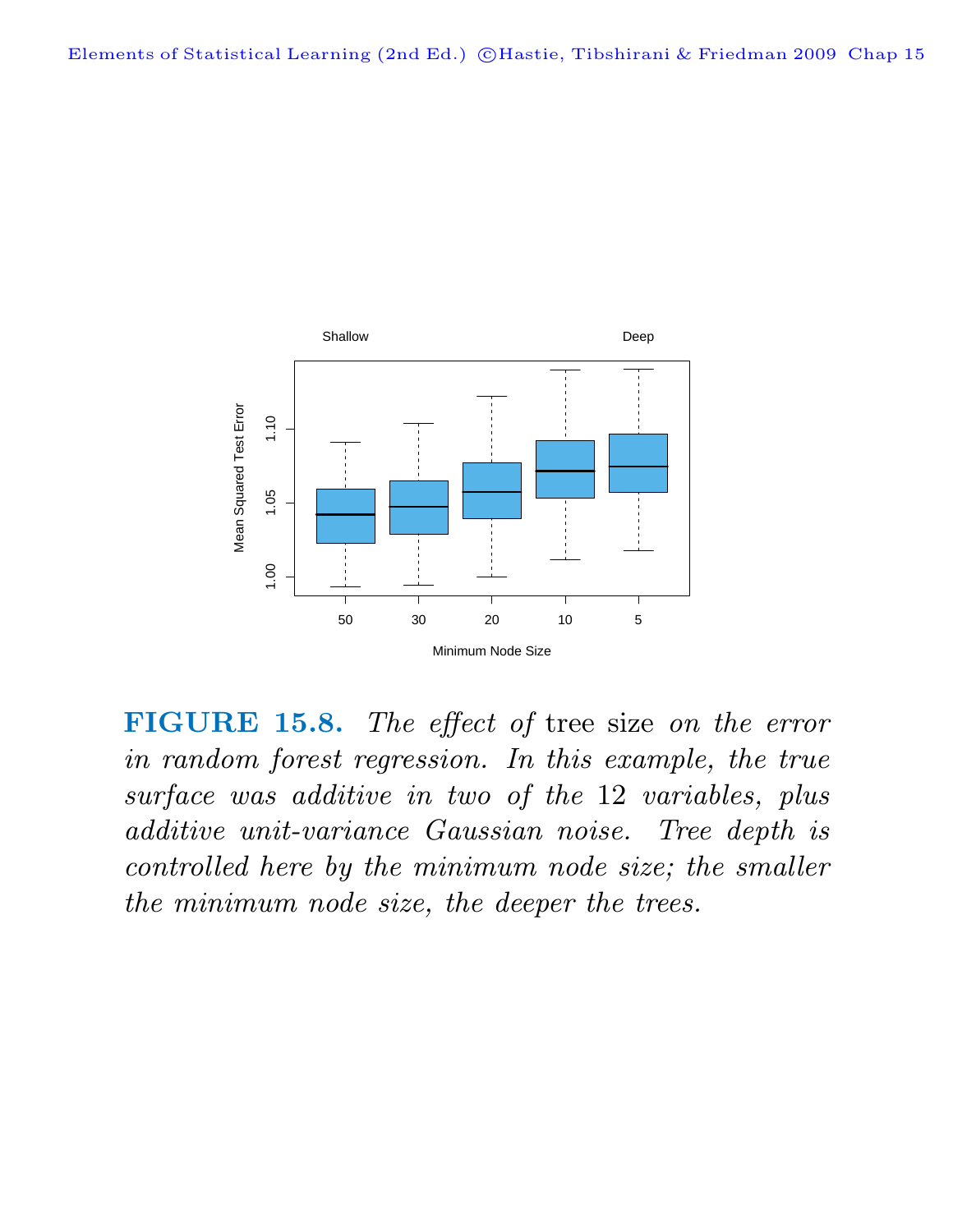**FIGURE 15.8.** *The effect of* tree size *on the error in random forest regression. In this example, the true surface was additive in two of the* 12 *variables, plus additive unit-variance Gaussian noise. Tree depth is controlled here by the minimum node size; the smaller the minimum node size, the deeper the trees.*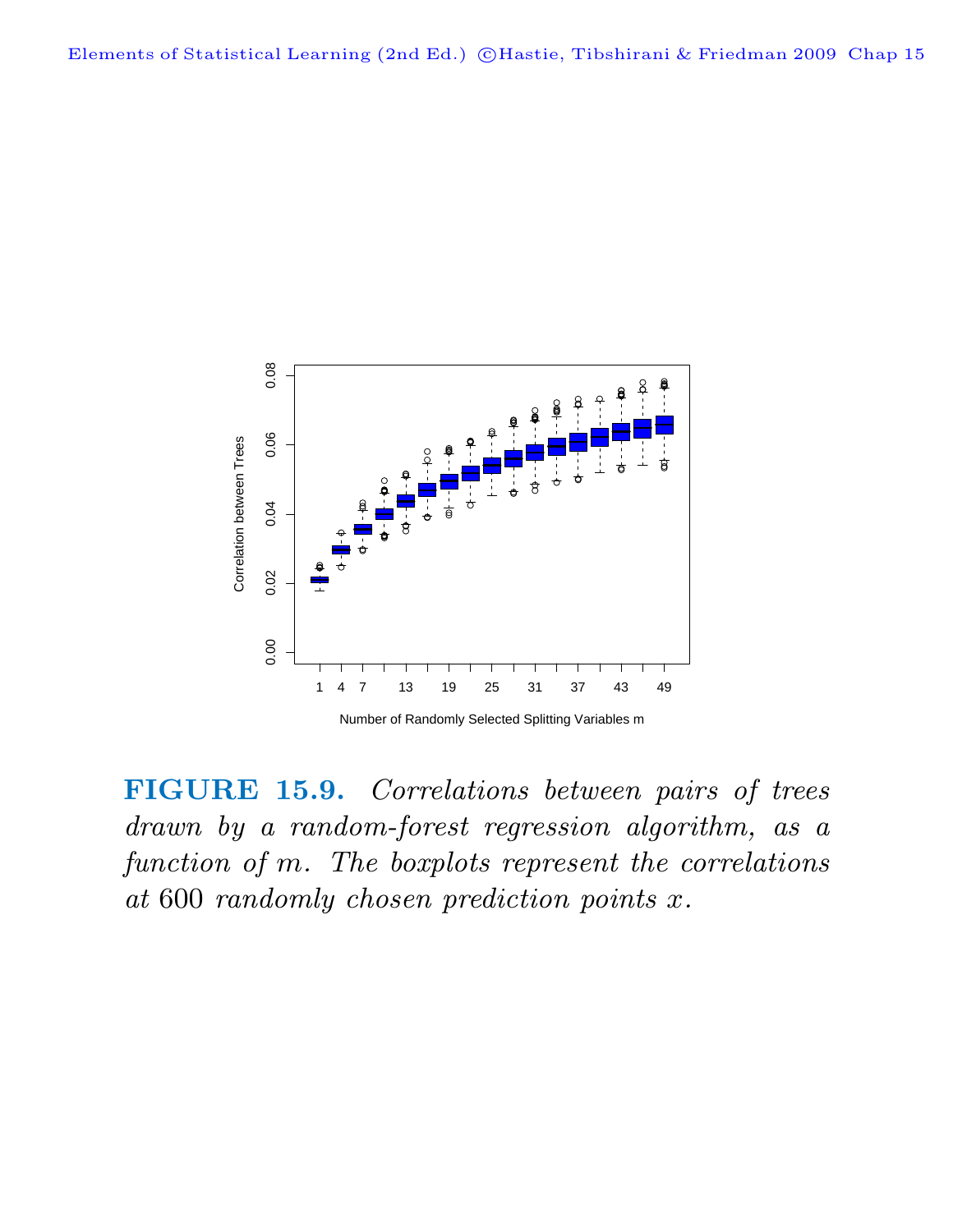**FIGURE 15.9.** *Correlations between pairs of trees drawn by a random-forest regression algorithm, as a function of $m$. The boxplots represent the correlations at 600 randomly chosen prediction points $x$.*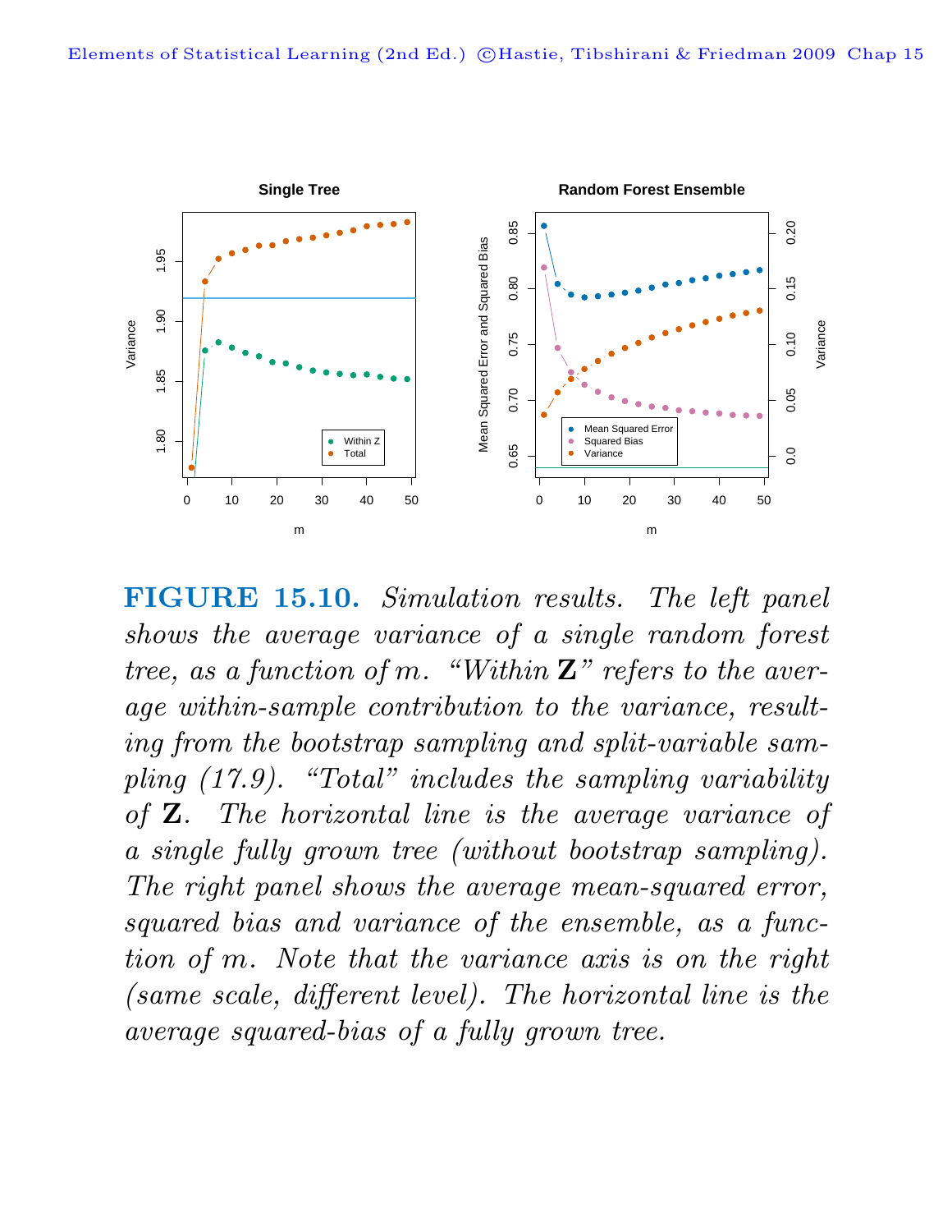**FIGURE 15.10.** *Simulation results. The left panel shows the average variance of a single random forest tree, as a function of m. "Within **Z**" refers to the average within-sample contribution to the variance, resulting from the bootstrap sampling and split-variable sampling (17.9). "Total" includes the sampling variability of **Z**. The horizontal line is the average variance of a single fully grown tree (without bootstrap sampling). The right panel shows the average mean-squared error, squared bias and variance of the ensemble, as a function of m. Note that the variance axis is on the right (same scale, different level). The horizontal line is the average squared-bias of a fully grown tree.*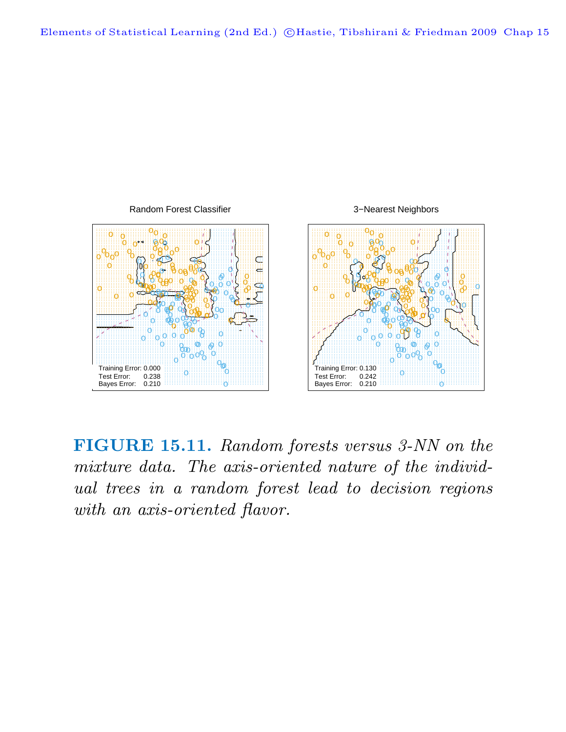Random Forest Classifier

Training Error: 0.000
Test Error: 0.238
Bayes Error: 0.210

3−Nearest Neighbors

Training Error: 0.130
Test Error: 0.242
Bayes Error: 0.210

**FIGURE 15.11.** *Random forests versus 3-NN on the mixture data. The axis-oriented nature of the individual trees in a random forest lead to decision regions with an axis-oriented flavor.*